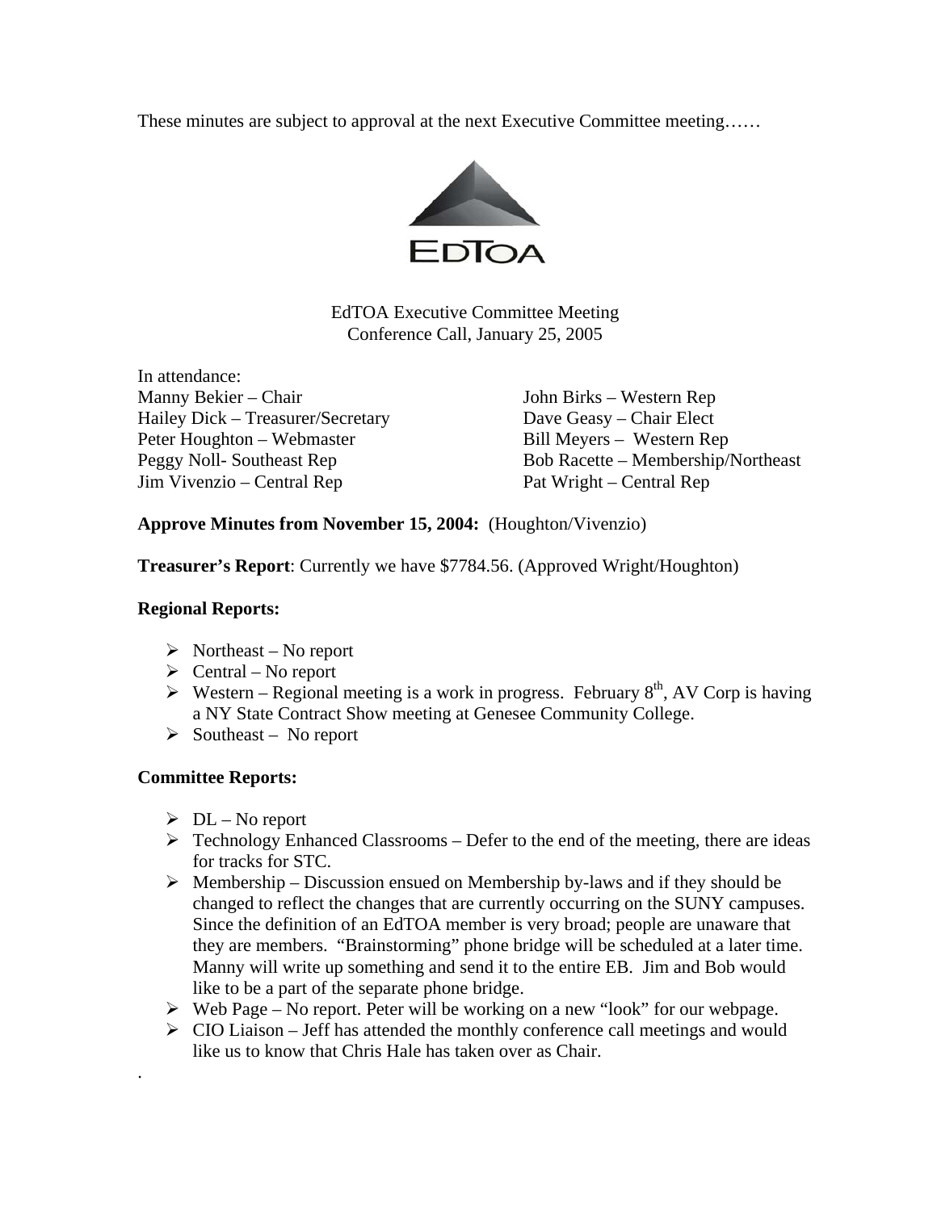These minutes are subject to approval at the next Executive Committee meeting……

EdTOA

EdTOA Executive Committee Meeting
Conference Call, January 25, 2005

In attendance:

Manny Bekier – Chair
Hailey Dick – Treasurer/Secretary
Peter Houghton – Webmaster
Peggy Noll- Southeast Rep
Jim Vivenzio – Central Rep
John Birks – Western Rep
Dave Geasy – Chair Elect
Bill Meyers – Western Rep
Bob Racette – Membership/Northeast
Pat Wright – Central Rep

**Approve Minutes from November 15, 2004:** (Houghton/Vivenzio)

**Treasurer's Report**: Currently we have $7784.56. (Approved Wright/Houghton)

**Regional Reports:**

- Northeast – No report
- Central – No report
- Western – Regional meeting is a work in progress. February 8th, AV Corp is having a NY State Contract Show meeting at Genesee Community College.
- Southeast – No report

**Committee Reports:**

- DL – No report
- Technology Enhanced Classrooms – Defer to the end of the meeting, there are ideas for tracks for STC.
- Membership – Discussion ensued on Membership by-laws and if they should be changed to reflect the changes that are currently occurring on the SUNY campuses. Since the definition of an EdTOA member is very broad; people are unaware that they are members. "Brainstorming" phone bridge will be scheduled at a later time. Manny will write up something and send it to the entire EB. Jim and Bob would like to be a part of the separate phone bridge.
- Web Page – No report. Peter will be working on a new "look" for our webpage.
- CIO Liaison – Jeff has attended the monthly conference call meetings and would like us to know that Chris Hale has taken over as Chair.

.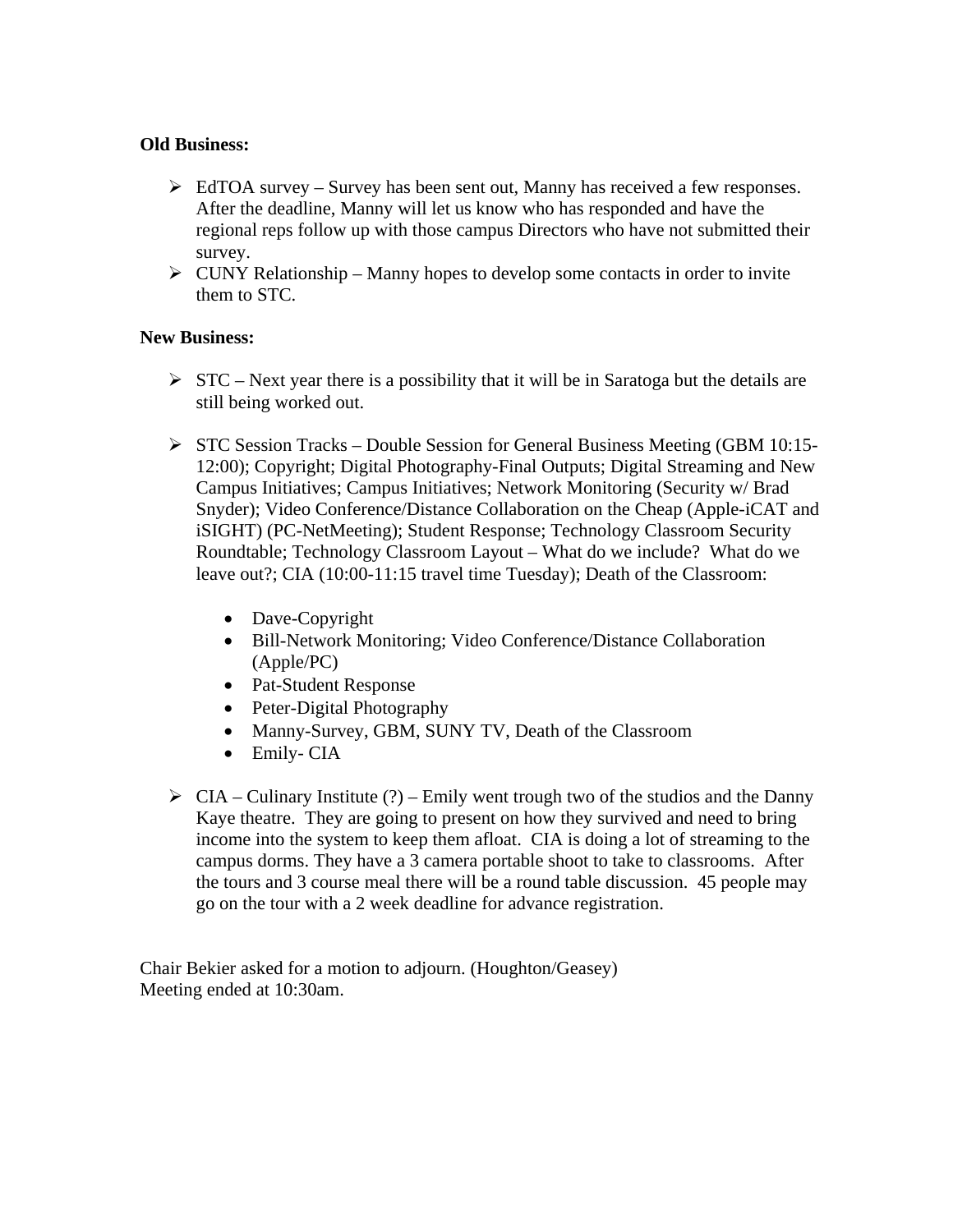**Old Business:**

- EdTOA survey – Survey has been sent out, Manny has received a few responses. After the deadline, Manny will let us know who has responded and have the regional reps follow up with those campus Directors who have not submitted their survey.
- CUNY Relationship – Manny hopes to develop some contacts in order to invite them to STC.

**New Business:**

- STC – Next year there is a possibility that it will be in Saratoga but the details are still being worked out.

- STC Session Tracks – Double Session for General Business Meeting (GBM 10:15-12:00); Copyright; Digital Photography-Final Outputs; Digital Streaming and New Campus Initiatives; Campus Initiatives; Network Monitoring (Security w/ Brad Snyder); Video Conference/Distance Collaboration on the Cheap (Apple-iCAT and iSIGHT) (PC-NetMeeting); Student Response; Technology Classroom Security Roundtable; Technology Classroom Layout – What do we include? What do we leave out?; CIA (10:00-11:15 travel time Tuesday); Death of the Classroom:

    - Dave-Copyright
    - Bill-Network Monitoring; Video Conference/Distance Collaboration (Apple/PC)
    - Pat-Student Response
    - Peter-Digital Photography
    - Manny-Survey, GBM, SUNY TV, Death of the Classroom
    - Emily- CIA

- CIA – Culinary Institute (?) – Emily went trough two of the studios and the Danny Kaye theatre. They are going to present on how they survived and need to bring income into the system to keep them afloat. CIA is doing a lot of streaming to the campus dorms. They have a 3 camera portable shoot to take to classrooms. After the tours and 3 course meal there will be a round table discussion. 45 people may go on the tour with a 2 week deadline for advance registration.

Chair Bekier asked for a motion to adjourn. (Houghton/Geasey)
Meeting ended at 10:30am.